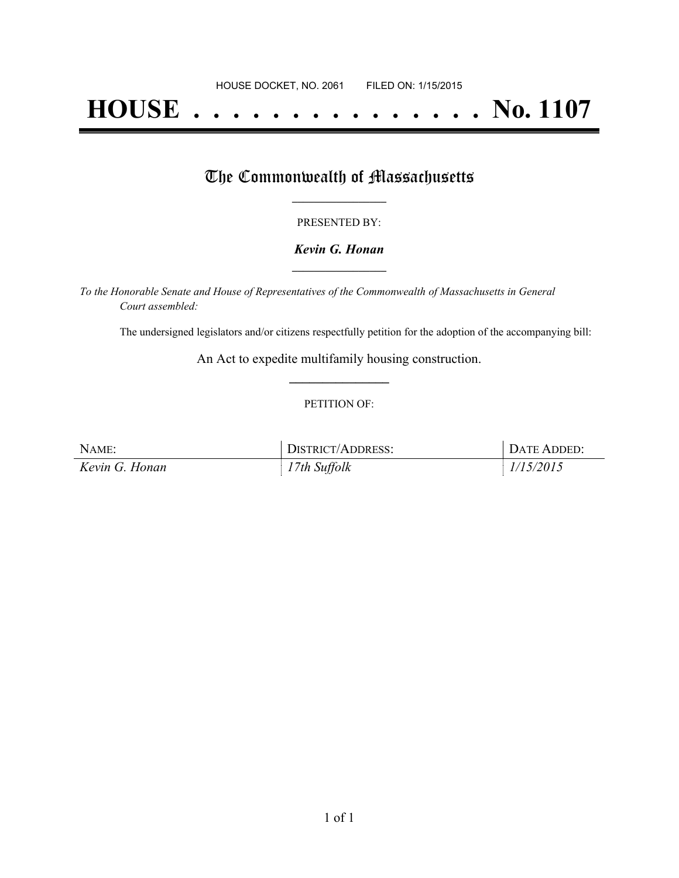HOUSE DOCKET, NO. 2061 FILED ON: 1/15/2015

# HOUSE . . . . . . . . . . . . . . . No. 1107

## The Commonwealth of Massachusetts

PRESENTED BY:

***Kevin G. Honan***

*To the Honorable Senate and House of Representatives of the Commonwealth of Massachusetts in General Court assembled:*

The undersigned legislators and/or citizens respectfully petition for the adoption of the accompanying bill:

An Act to expedite multifamily housing construction.

PETITION OF:

| NAME: | DISTRICT/ADDRESS: | DATE ADDED: |
|---|---|---|
| *Kevin G. Honan* | *17th Suffolk* | *1/15/2015* |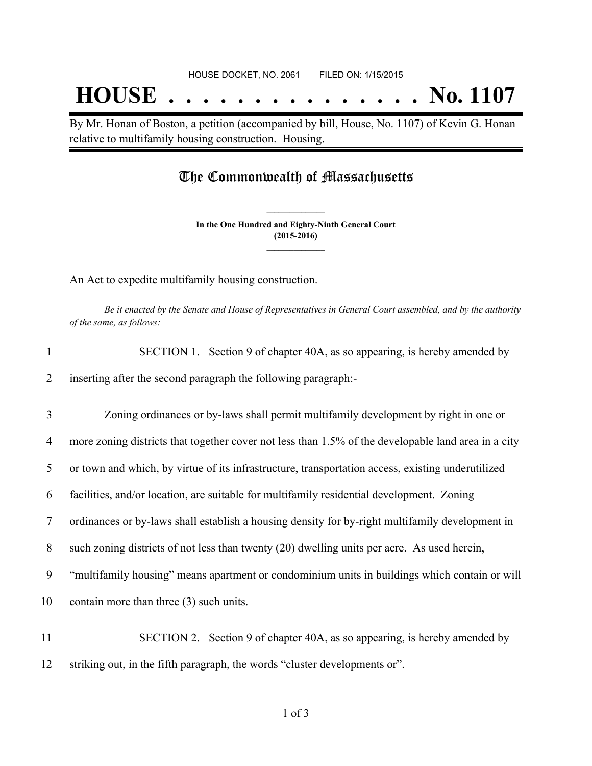HOUSE DOCKET, NO. 2061 FILED ON: 1/15/2015

# HOUSE . . . . . . . . . . . . . . . No. 1107

By Mr. Honan of Boston, a petition (accompanied by bill, House, No. 1107) of Kevin G. Honan relative to multifamily housing construction. Housing.

## The Commonwealth of Massachusetts

**In the One Hundred and Eighty-Ninth General Court**
**(2015-2016)**

An Act to expedite multifamily housing construction.

*Be it enacted by the Senate and House of Representatives in General Court assembled, and by the authority of the same, as follows:*

1 SECTION 1. Section 9 of chapter 40A, as so appearing, is hereby amended by
2 inserting after the second paragraph the following paragraph:-

3 Zoning ordinances or by-laws shall permit multifamily development by right in one or
4 more zoning districts that together cover not less than 1.5% of the developable land area in a city
5 or town and which, by virtue of its infrastructure, transportation access, existing underutilized
6 facilities, and/or location, are suitable for multifamily residential development. Zoning
7 ordinances or by-laws shall establish a housing density for by-right multifamily development in
8 such zoning districts of not less than twenty (20) dwelling units per acre. As used herein,
9 "multifamily housing" means apartment or condominium units in buildings which contain or will
10 contain more than three (3) such units.

11 SECTION 2. Section 9 of chapter 40A, as so appearing, is hereby amended by
12 striking out, in the fifth paragraph, the words "cluster developments or".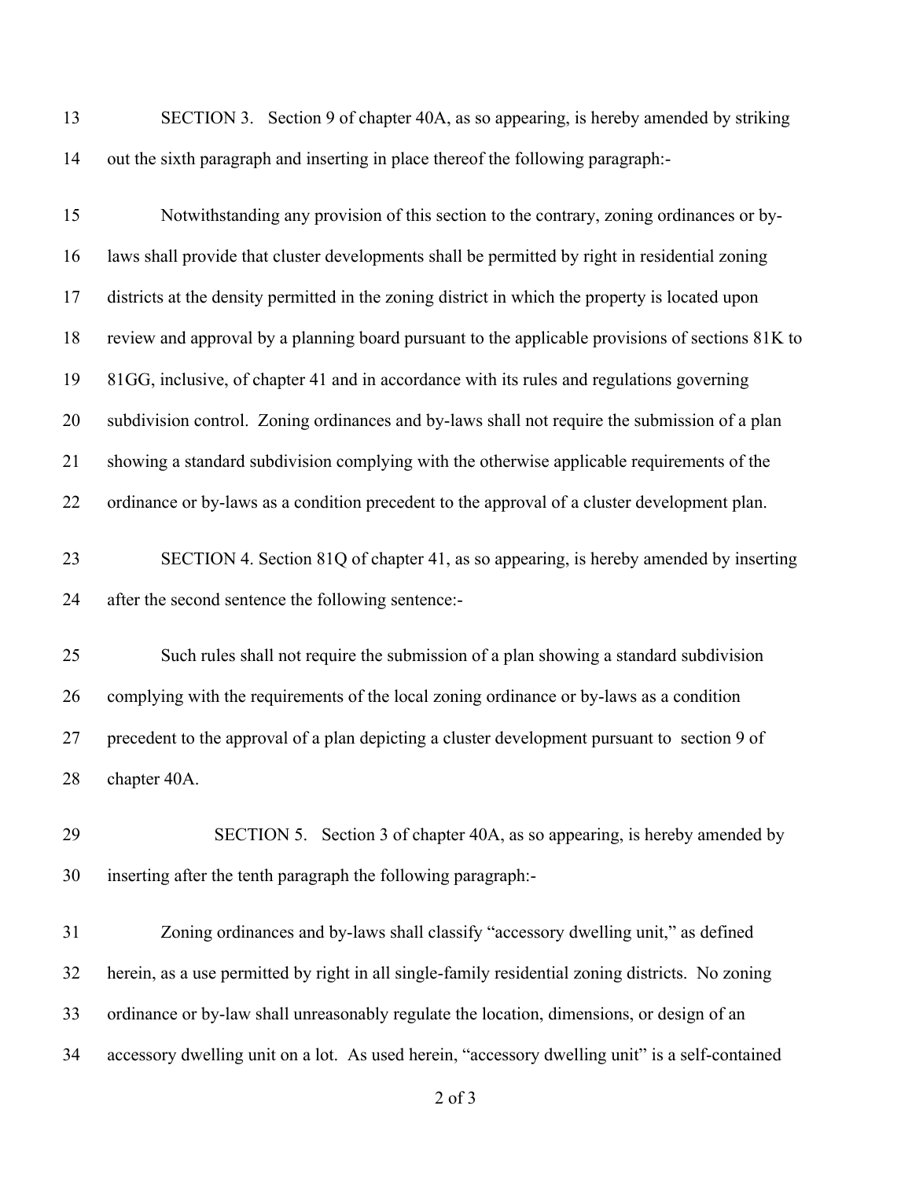SECTION 3. Section 9 of chapter 40A, as so appearing, is hereby amended by striking out the sixth paragraph and inserting in place thereof the following paragraph:-

Notwithstanding any provision of this section to the contrary, zoning ordinances or by-laws shall provide that cluster developments shall be permitted by right in residential zoning districts at the density permitted in the zoning district in which the property is located upon review and approval by a planning board pursuant to the applicable provisions of sections 81K to 81GG, inclusive, of chapter 41 and in accordance with its rules and regulations governing subdivision control. Zoning ordinances and by-laws shall not require the submission of a plan showing a standard subdivision complying with the otherwise applicable requirements of the ordinance or by-laws as a condition precedent to the approval of a cluster development plan.

SECTION 4. Section 81Q of chapter 41, as so appearing, is hereby amended by inserting after the second sentence the following sentence:-

Such rules shall not require the submission of a plan showing a standard subdivision complying with the requirements of the local zoning ordinance or by-laws as a condition precedent to the approval of a plan depicting a cluster development pursuant to section 9 of chapter 40A.

SECTION 5. Section 3 of chapter 40A, as so appearing, is hereby amended by inserting after the tenth paragraph the following paragraph:-

Zoning ordinances and by-laws shall classify "accessory dwelling unit," as defined herein, as a use permitted by right in all single-family residential zoning districts. No zoning ordinance or by-law shall unreasonably regulate the location, dimensions, or design of an accessory dwelling unit on a lot. As used herein, "accessory dwelling unit" is a self-contained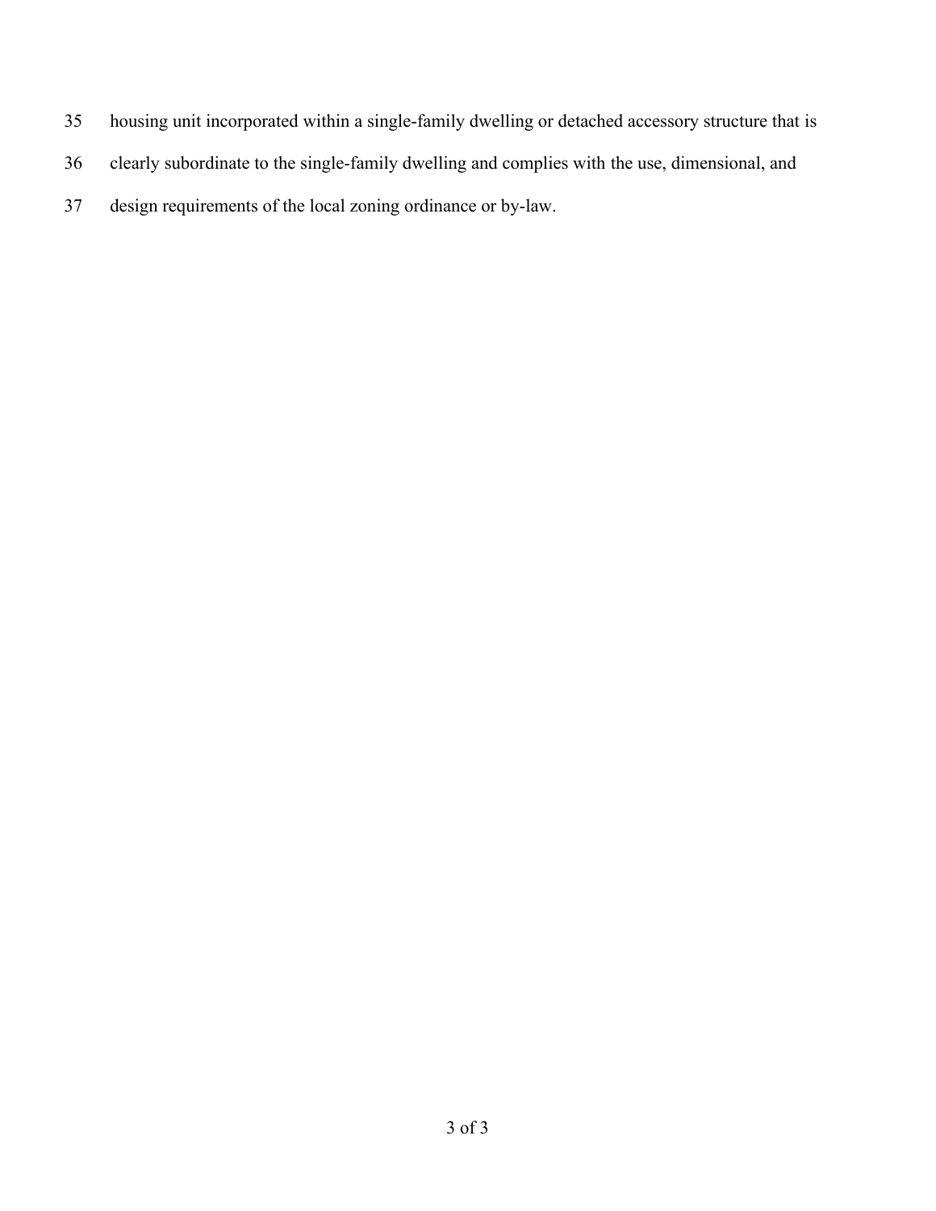35 housing unit incorporated within a single-family dwelling or detached accessory structure that is

36 clearly subordinate to the single-family dwelling and complies with the use, dimensional, and

37 design requirements of the local zoning ordinance or by-law.